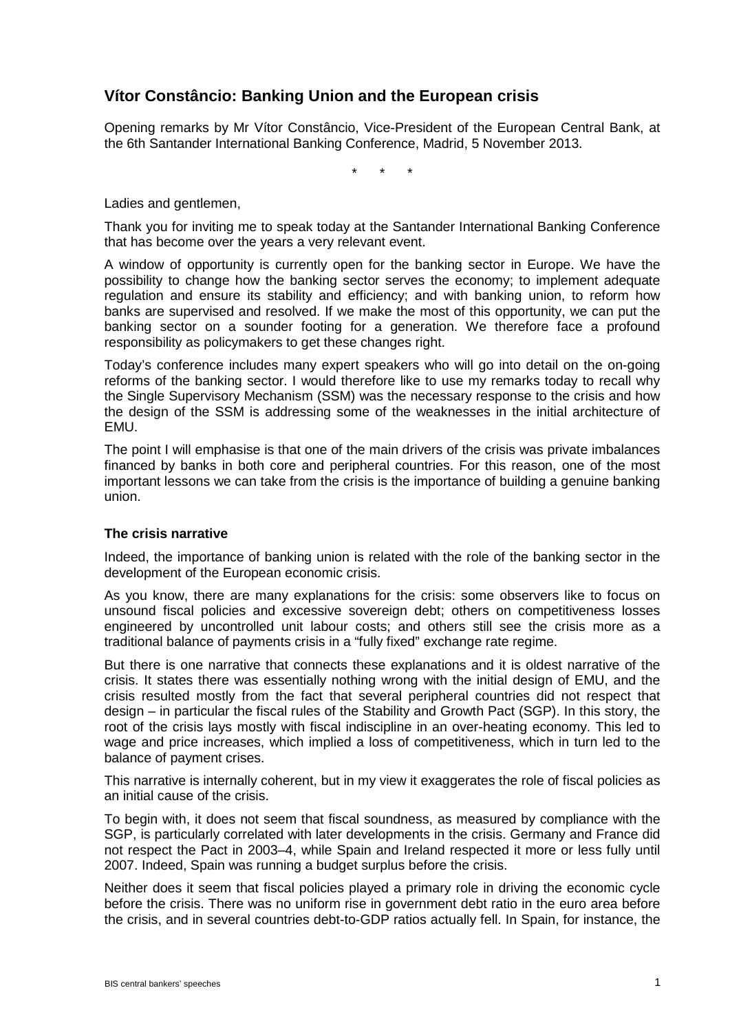# Vítor Constâncio: Banking Union and the European crisis

Opening remarks by Mr Vítor Constâncio, Vice-President of the European Central Bank, at the 6th Santander International Banking Conference, Madrid, 5 November 2013.

\* \* \*

Ladies and gentlemen,

Thank you for inviting me to speak today at the Santander International Banking Conference that has become over the years a very relevant event.

A window of opportunity is currently open for the banking sector in Europe. We have the possibility to change how the banking sector serves the economy; to implement adequate regulation and ensure its stability and efficiency; and with banking union, to reform how banks are supervised and resolved. If we make the most of this opportunity, we can put the banking sector on a sounder footing for a generation. We therefore face a profound responsibility as policymakers to get these changes right.

Today's conference includes many expert speakers who will go into detail on the on-going reforms of the banking sector. I would therefore like to use my remarks today to recall why the Single Supervisory Mechanism (SSM) was the necessary response to the crisis and how the design of the SSM is addressing some of the weaknesses in the initial architecture of EMU.

The point I will emphasise is that one of the main drivers of the crisis was private imbalances financed by banks in both core and peripheral countries. For this reason, one of the most important lessons we can take from the crisis is the importance of building a genuine banking union.

### The crisis narrative

Indeed, the importance of banking union is related with the role of the banking sector in the development of the European economic crisis.

As you know, there are many explanations for the crisis: some observers like to focus on unsound fiscal policies and excessive sovereign debt; others on competitiveness losses engineered by uncontrolled unit labour costs; and others still see the crisis more as a traditional balance of payments crisis in a "fully fixed" exchange rate regime.

But there is one narrative that connects these explanations and it is oldest narrative of the crisis. It states there was essentially nothing wrong with the initial design of EMU, and the crisis resulted mostly from the fact that several peripheral countries did not respect that design – in particular the fiscal rules of the Stability and Growth Pact (SGP). In this story, the root of the crisis lays mostly with fiscal indiscipline in an over-heating economy. This led to wage and price increases, which implied a loss of competitiveness, which in turn led to the balance of payment crises.

This narrative is internally coherent, but in my view it exaggerates the role of fiscal policies as an initial cause of the crisis.

To begin with, it does not seem that fiscal soundness, as measured by compliance with the SGP, is particularly correlated with later developments in the crisis. Germany and France did not respect the Pact in 2003–4, while Spain and Ireland respected it more or less fully until 2007. Indeed, Spain was running a budget surplus before the crisis.

Neither does it seem that fiscal policies played a primary role in driving the economic cycle before the crisis. There was no uniform rise in government debt ratio in the euro area before the crisis, and in several countries debt-to-GDP ratios actually fell. In Spain, for instance, the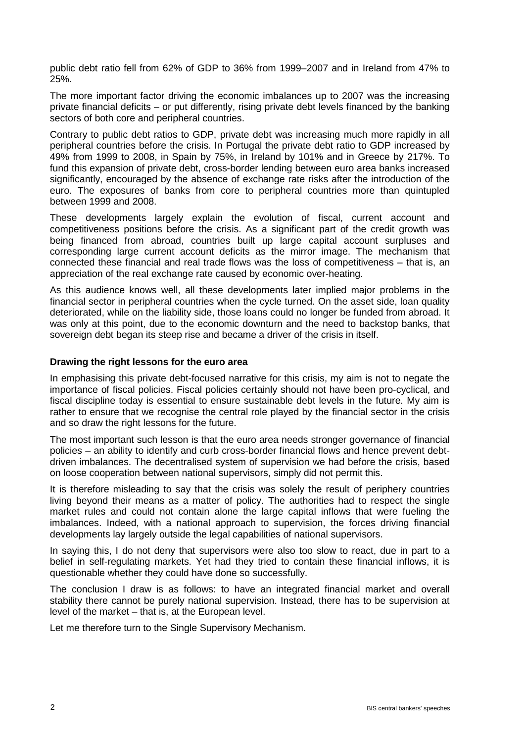public debt ratio fell from 62% of GDP to 36% from 1999–2007 and in Ireland from 47% to 25%.

The more important factor driving the economic imbalances up to 2007 was the increasing private financial deficits – or put differently, rising private debt levels financed by the banking sectors of both core and peripheral countries.

Contrary to public debt ratios to GDP, private debt was increasing much more rapidly in all peripheral countries before the crisis. In Portugal the private debt ratio to GDP increased by 49% from 1999 to 2008, in Spain by 75%, in Ireland by 101% and in Greece by 217%. To fund this expansion of private debt, cross-border lending between euro area banks increased significantly, encouraged by the absence of exchange rate risks after the introduction of the euro. The exposures of banks from core to peripheral countries more than quintupled between 1999 and 2008.

These developments largely explain the evolution of fiscal, current account and competitiveness positions before the crisis. As a significant part of the credit growth was being financed from abroad, countries built up large capital account surpluses and corresponding large current account deficits as the mirror image. The mechanism that connected these financial and real trade flows was the loss of competitiveness – that is, an appreciation of the real exchange rate caused by economic over-heating.

As this audience knows well, all these developments later implied major problems in the financial sector in peripheral countries when the cycle turned. On the asset side, loan quality deteriorated, while on the liability side, those loans could no longer be funded from abroad. It was only at this point, due to the economic downturn and the need to backstop banks, that sovereign debt began its steep rise and became a driver of the crisis in itself.

## Drawing the right lessons for the euro area

In emphasising this private debt-focused narrative for this crisis, my aim is not to negate the importance of fiscal policies. Fiscal policies certainly should not have been pro-cyclical, and fiscal discipline today is essential to ensure sustainable debt levels in the future. My aim is rather to ensure that we recognise the central role played by the financial sector in the crisis and so draw the right lessons for the future.

The most important such lesson is that the euro area needs stronger governance of financial policies – an ability to identify and curb cross-border financial flows and hence prevent debt-driven imbalances. The decentralised system of supervision we had before the crisis, based on loose cooperation between national supervisors, simply did not permit this.

It is therefore misleading to say that the crisis was solely the result of periphery countries living beyond their means as a matter of policy. The authorities had to respect the single market rules and could not contain alone the large capital inflows that were fueling the imbalances. Indeed, with a national approach to supervision, the forces driving financial developments lay largely outside the legal capabilities of national supervisors.

In saying this, I do not deny that supervisors were also too slow to react, due in part to a belief in self-regulating markets. Yet had they tried to contain these financial inflows, it is questionable whether they could have done so successfully.

The conclusion I draw is as follows: to have an integrated financial market and overall stability there cannot be purely national supervision. Instead, there has to be supervision at level of the market – that is, at the European level.

Let me therefore turn to the Single Supervisory Mechanism.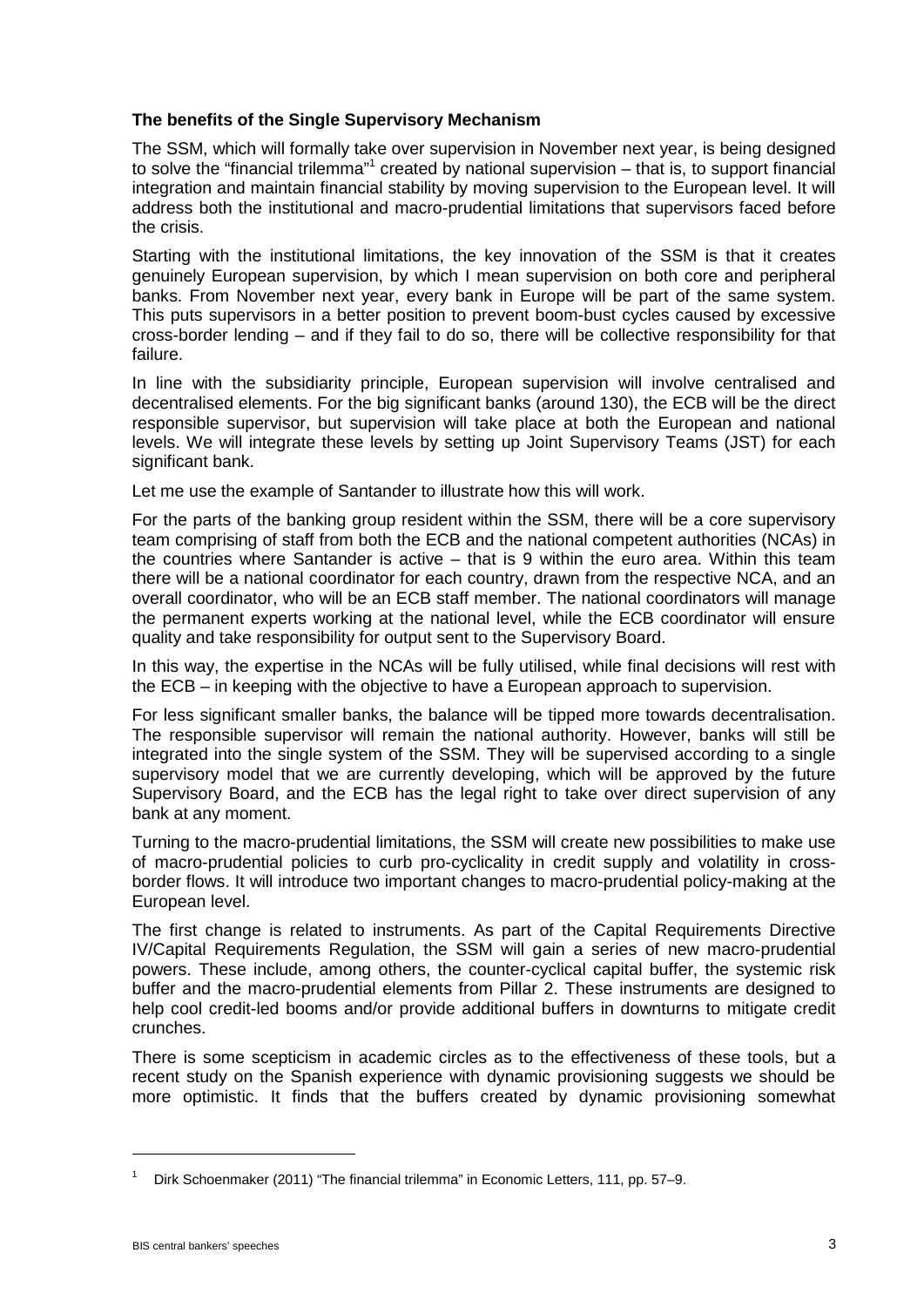**The benefits of the Single Supervisory Mechanism**

The SSM, which will formally take over supervision in November next year, is being designed to solve the "financial trilemma"[1] created by national supervision – that is, to support financial integration and maintain financial stability by moving supervision to the European level. It will address both the institutional and macro-prudential limitations that supervisors faced before the crisis.

Starting with the institutional limitations, the key innovation of the SSM is that it creates genuinely European supervision, by which I mean supervision on both core and peripheral banks. From November next year, every bank in Europe will be part of the same system. This puts supervisors in a better position to prevent boom-bust cycles caused by excessive cross-border lending – and if they fail to do so, there will be collective responsibility for that failure.

In line with the subsidiarity principle, European supervision will involve centralised and decentralised elements. For the big significant banks (around 130), the ECB will be the direct responsible supervisor, but supervision will take place at both the European and national levels. We will integrate these levels by setting up Joint Supervisory Teams (JST) for each significant bank.

Let me use the example of Santander to illustrate how this will work.

For the parts of the banking group resident within the SSM, there will be a core supervisory team comprising of staff from both the ECB and the national competent authorities (NCAs) in the countries where Santander is active – that is 9 within the euro area. Within this team there will be a national coordinator for each country, drawn from the respective NCA, and an overall coordinator, who will be an ECB staff member. The national coordinators will manage the permanent experts working at the national level, while the ECB coordinator will ensure quality and take responsibility for output sent to the Supervisory Board.

In this way, the expertise in the NCAs will be fully utilised, while final decisions will rest with the ECB – in keeping with the objective to have a European approach to supervision.

For less significant smaller banks, the balance will be tipped more towards decentralisation. The responsible supervisor will remain the national authority. However, banks will still be integrated into the single system of the SSM. They will be supervised according to a single supervisory model that we are currently developing, which will be approved by the future Supervisory Board, and the ECB has the legal right to take over direct supervision of any bank at any moment.

Turning to the macro-prudential limitations, the SSM will create new possibilities to make use of macro-prudential policies to curb pro-cyclicality in credit supply and volatility in cross-border flows. It will introduce two important changes to macro-prudential policy-making at the European level.

The first change is related to instruments. As part of the Capital Requirements Directive IV/Capital Requirements Regulation, the SSM will gain a series of new macro-prudential powers. These include, among others, the counter-cyclical capital buffer, the systemic risk buffer and the macro-prudential elements from Pillar 2. These instruments are designed to help cool credit-led booms and/or provide additional buffers in downturns to mitigate credit crunches.

There is some scepticism in academic circles as to the effectiveness of these tools, but a recent study on the Spanish experience with dynamic provisioning suggests we should be more optimistic. It finds that the buffers created by dynamic provisioning somewhat

[1] Dirk Schoenmaker (2011) "The financial trilemma" in Economic Letters, 111, pp. 57–9.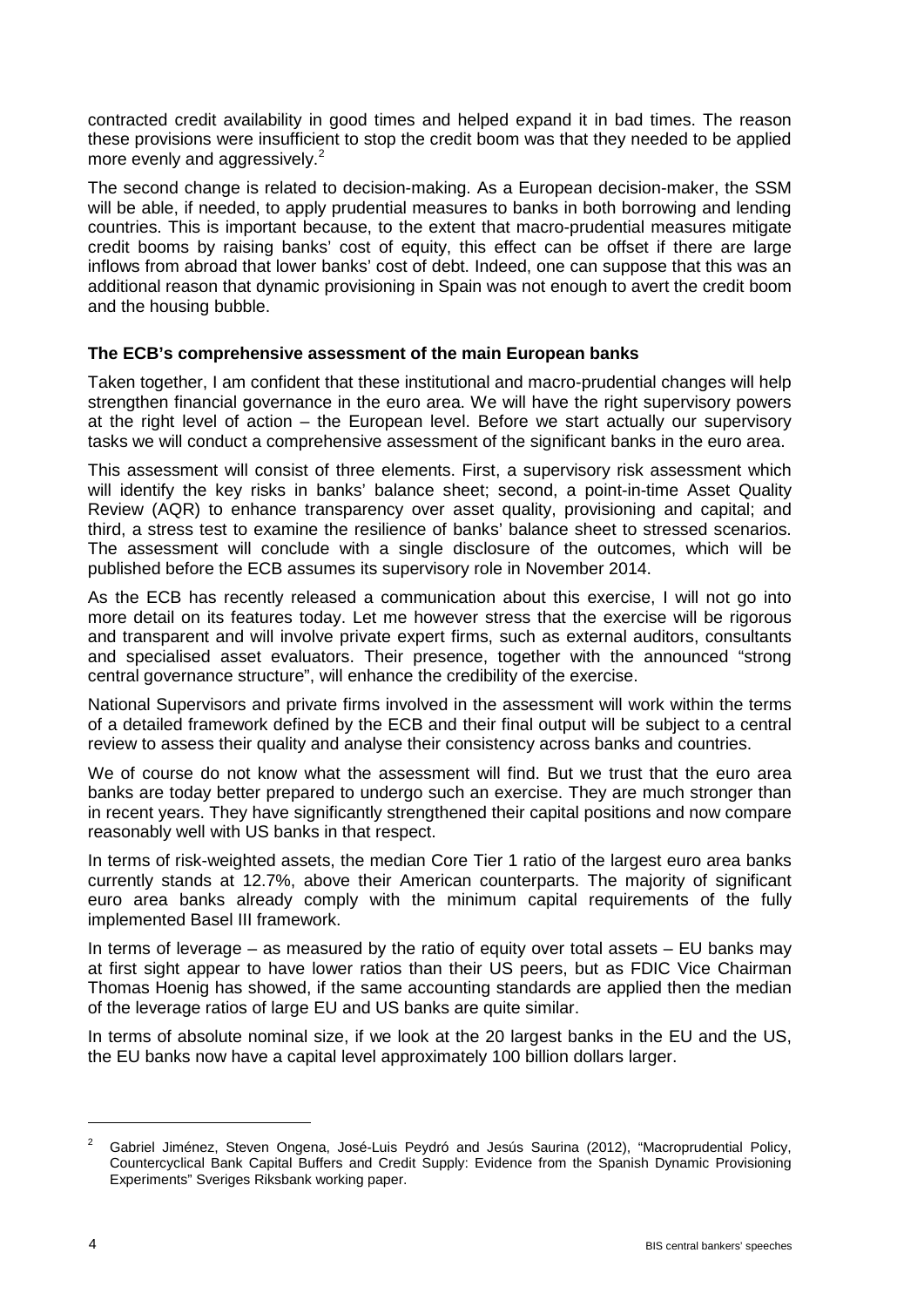contracted credit availability in good times and helped expand it in bad times. The reason these provisions were insufficient to stop the credit boom was that they needed to be applied more evenly and aggressively.[2]

The second change is related to decision-making. As a European decision-maker, the SSM will be able, if needed, to apply prudential measures to banks in both borrowing and lending countries. This is important because, to the extent that macro-prudential measures mitigate credit booms by raising banks' cost of equity, this effect can be offset if there are large inflows from abroad that lower banks' cost of debt. Indeed, one can suppose that this was an additional reason that dynamic provisioning in Spain was not enough to avert the credit boom and the housing bubble.

**The ECB's comprehensive assessment of the main European banks**

Taken together, I am confident that these institutional and macro-prudential changes will help strengthen financial governance in the euro area. We will have the right supervisory powers at the right level of action – the European level. Before we start actually our supervisory tasks we will conduct a comprehensive assessment of the significant banks in the euro area.

This assessment will consist of three elements. First, a supervisory risk assessment which will identify the key risks in banks' balance sheet; second, a point-in-time Asset Quality Review (AQR) to enhance transparency over asset quality, provisioning and capital; and third, a stress test to examine the resilience of banks' balance sheet to stressed scenarios. The assessment will conclude with a single disclosure of the outcomes, which will be published before the ECB assumes its supervisory role in November 2014.

As the ECB has recently released a communication about this exercise, I will not go into more detail on its features today. Let me however stress that the exercise will be rigorous and transparent and will involve private expert firms, such as external auditors, consultants and specialised asset evaluators. Their presence, together with the announced "strong central governance structure", will enhance the credibility of the exercise.

National Supervisors and private firms involved in the assessment will work within the terms of a detailed framework defined by the ECB and their final output will be subject to a central review to assess their quality and analyse their consistency across banks and countries.

We of course do not know what the assessment will find. But we trust that the euro area banks are today better prepared to undergo such an exercise. They are much stronger than in recent years. They have significantly strengthened their capital positions and now compare reasonably well with US banks in that respect.

In terms of risk-weighted assets, the median Core Tier 1 ratio of the largest euro area banks currently stands at 12.7%, above their American counterparts. The majority of significant euro area banks already comply with the minimum capital requirements of the fully implemented Basel III framework.

In terms of leverage – as measured by the ratio of equity over total assets – EU banks may at first sight appear to have lower ratios than their US peers, but as FDIC Vice Chairman Thomas Hoenig has showed, if the same accounting standards are applied then the median of the leverage ratios of large EU and US banks are quite similar.

In terms of absolute nominal size, if we look at the 20 largest banks in the EU and the US, the EU banks now have a capital level approximately 100 billion dollars larger.

---

[2] Gabriel Jiménez, Steven Ongena, José-Luis Peydró and Jesús Saurina (2012), "Macroprudential Policy, Countercyclical Bank Capital Buffers and Credit Supply: Evidence from the Spanish Dynamic Provisioning Experiments" Sveriges Riksbank working paper.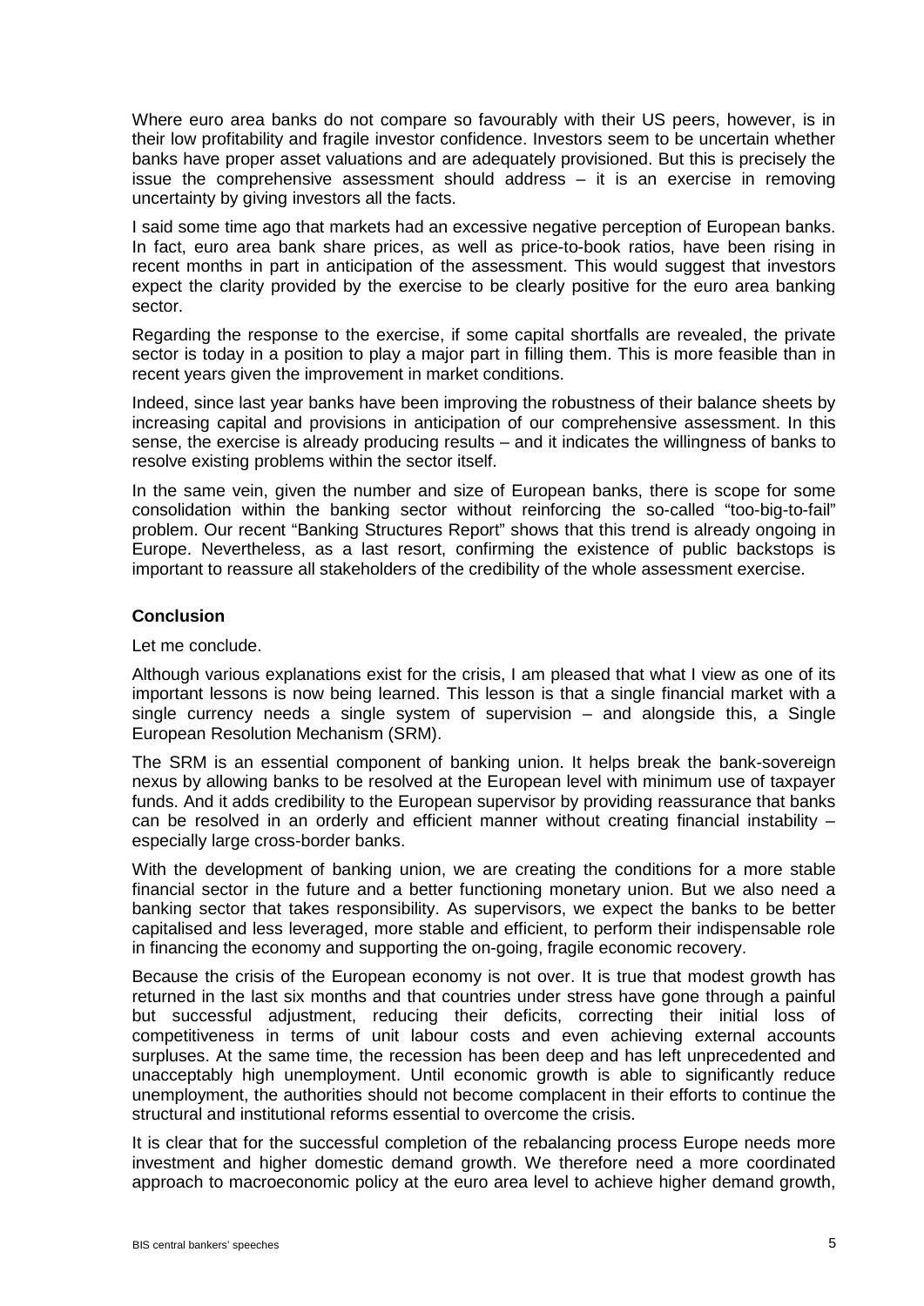Where euro area banks do not compare so favourably with their US peers, however, is in their low profitability and fragile investor confidence. Investors seem to be uncertain whether banks have proper asset valuations and are adequately provisioned. But this is precisely the issue the comprehensive assessment should address – it is an exercise in removing uncertainty by giving investors all the facts.

I said some time ago that markets had an excessive negative perception of European banks. In fact, euro area bank share prices, as well as price-to-book ratios, have been rising in recent months in part in anticipation of the assessment. This would suggest that investors expect the clarity provided by the exercise to be clearly positive for the euro area banking sector.

Regarding the response to the exercise, if some capital shortfalls are revealed, the private sector is today in a position to play a major part in filling them. This is more feasible than in recent years given the improvement in market conditions.

Indeed, since last year banks have been improving the robustness of their balance sheets by increasing capital and provisions in anticipation of our comprehensive assessment. In this sense, the exercise is already producing results – and it indicates the willingness of banks to resolve existing problems within the sector itself.

In the same vein, given the number and size of European banks, there is scope for some consolidation within the banking sector without reinforcing the so-called "too-big-to-fail" problem. Our recent "Banking Structures Report" shows that this trend is already ongoing in Europe. Nevertheless, as a last resort, confirming the existence of public backstops is important to reassure all stakeholders of the credibility of the whole assessment exercise.

**Conclusion**

Let me conclude.

Although various explanations exist for the crisis, I am pleased that what I view as one of its important lessons is now being learned. This lesson is that a single financial market with a single currency needs a single system of supervision – and alongside this, a Single European Resolution Mechanism (SRM).

The SRM is an essential component of banking union. It helps break the bank-sovereign nexus by allowing banks to be resolved at the European level with minimum use of taxpayer funds. And it adds credibility to the European supervisor by providing reassurance that banks can be resolved in an orderly and efficient manner without creating financial instability – especially large cross-border banks.

With the development of banking union, we are creating the conditions for a more stable financial sector in the future and a better functioning monetary union. But we also need a banking sector that takes responsibility. As supervisors, we expect the banks to be better capitalised and less leveraged, more stable and efficient, to perform their indispensable role in financing the economy and supporting the on-going, fragile economic recovery.

Because the crisis of the European economy is not over. It is true that modest growth has returned in the last six months and that countries under stress have gone through a painful but successful adjustment, reducing their deficits, correcting their initial loss of competitiveness in terms of unit labour costs and even achieving external accounts surpluses. At the same time, the recession has been deep and has left unprecedented and unacceptably high unemployment. Until economic growth is able to significantly reduce unemployment, the authorities should not become complacent in their efforts to continue the structural and institutional reforms essential to overcome the crisis.

It is clear that for the successful completion of the rebalancing process Europe needs more investment and higher domestic demand growth. We therefore need a more coordinated approach to macroeconomic policy at the euro area level to achieve higher demand growth,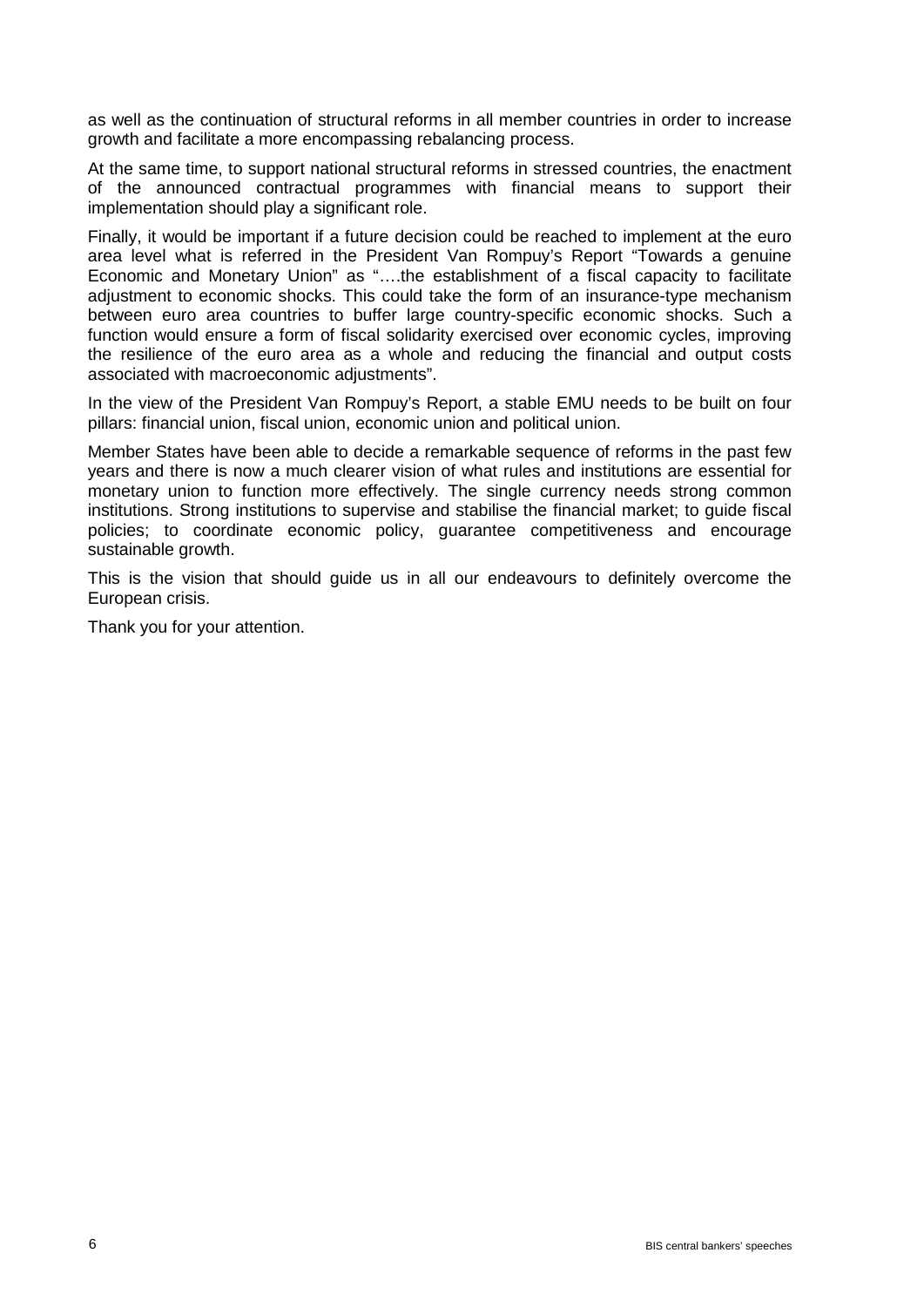as well as the continuation of structural reforms in all member countries in order to increase growth and facilitate a more encompassing rebalancing process.

At the same time, to support national structural reforms in stressed countries, the enactment of the announced contractual programmes with financial means to support their implementation should play a significant role.

Finally, it would be important if a future decision could be reached to implement at the euro area level what is referred in the President Van Rompuy's Report "Towards a genuine Economic and Monetary Union" as "….the establishment of a fiscal capacity to facilitate adjustment to economic shocks. This could take the form of an insurance-type mechanism between euro area countries to buffer large country-specific economic shocks. Such a function would ensure a form of fiscal solidarity exercised over economic cycles, improving the resilience of the euro area as a whole and reducing the financial and output costs associated with macroeconomic adjustments".

In the view of the President Van Rompuy's Report, a stable EMU needs to be built on four pillars: financial union, fiscal union, economic union and political union.

Member States have been able to decide a remarkable sequence of reforms in the past few years and there is now a much clearer vision of what rules and institutions are essential for monetary union to function more effectively. The single currency needs strong common institutions. Strong institutions to supervise and stabilise the financial market; to guide fiscal policies; to coordinate economic policy, guarantee competitiveness and encourage sustainable growth.

This is the vision that should guide us in all our endeavours to definitely overcome the European crisis.

Thank you for your attention.